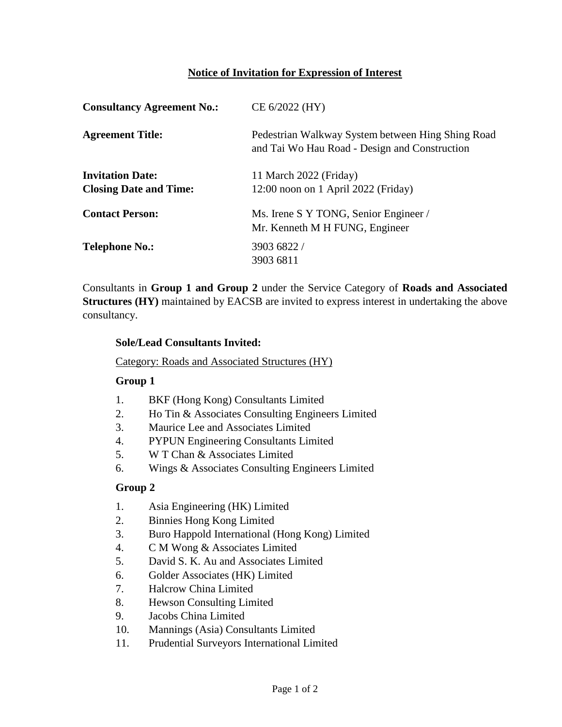# Notice of Invitation for Expression of Interest

| | |
|---|---|
| **Consultancy Agreement No.:** | CE 6/2022 (HY) |
| **Agreement Title:** | Pedestrian Walkway System between Hing Shing Road and Tai Wo Hau Road - Design and Construction |
| **Invitation Date:** | 11 March 2022 (Friday) |
| **Closing Date and Time:** | 12:00 noon on 1 April 2022 (Friday) |
| **Contact Person:** | Ms. Irene S Y TONG, Senior Engineer / Mr. Kenneth M H FUNG, Engineer |
| **Telephone No.:** | 3903 6822 / 3903 6811 |

Consultants in **Group 1 and Group 2** under the Service Category of **Roads and Associated Structures (HY)** maintained by EACSB are invited to express interest in undertaking the above consultancy.

**Sole/Lead Consultants Invited:**

Category: Roads and Associated Structures (HY)

**Group 1**

1. BKF (Hong Kong) Consultants Limited
2. Ho Tin & Associates Consulting Engineers Limited
3. Maurice Lee and Associates Limited
4. PYPUN Engineering Consultants Limited
5. W T Chan & Associates Limited
6. Wings & Associates Consulting Engineers Limited

**Group 2**

1. Asia Engineering (HK) Limited
2. Binnies Hong Kong Limited
3. Buro Happold International (Hong Kong) Limited
4. C M Wong & Associates Limited
5. David S. K. Au and Associates Limited
6. Golder Associates (HK) Limited
7. Halcrow China Limited
8. Hewson Consulting Limited
9. Jacobs China Limited
10. Mannings (Asia) Consultants Limited
11. Prudential Surveyors International Limited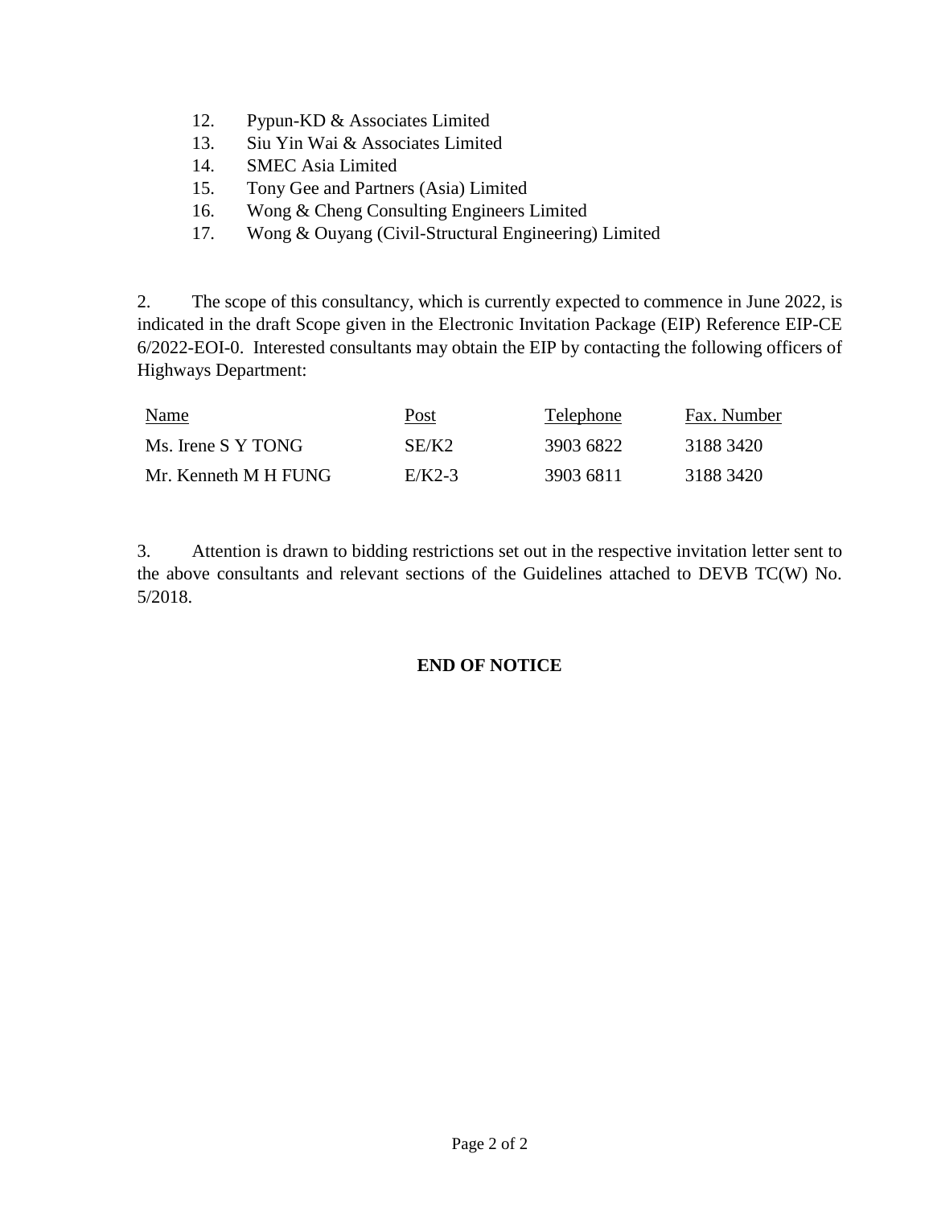12. Pypun-KD & Associates Limited
13. Siu Yin Wai & Associates Limited
14. SMEC Asia Limited
15. Tony Gee and Partners (Asia) Limited
16. Wong & Cheng Consulting Engineers Limited
17. Wong & Ouyang (Civil-Structural Engineering) Limited

2. The scope of this consultancy, which is currently expected to commence in June 2022, is indicated in the draft Scope given in the Electronic Invitation Package (EIP) Reference EIP-CE 6/2022-EOI-0. Interested consultants may obtain the EIP by contacting the following officers of Highways Department:

| Name | Post | Telephone | Fax. Number |
|---|---|---|---|
| Ms. Irene S Y TONG | SE/K2 | 3903 6822 | 3188 3420 |
| Mr. Kenneth M H FUNG | E/K2-3 | 3903 6811 | 3188 3420 |

3. Attention is drawn to bidding restrictions set out in the respective invitation letter sent to the above consultants and relevant sections of the Guidelines attached to DEVB TC(W) No. 5/2018.

**END OF NOTICE**